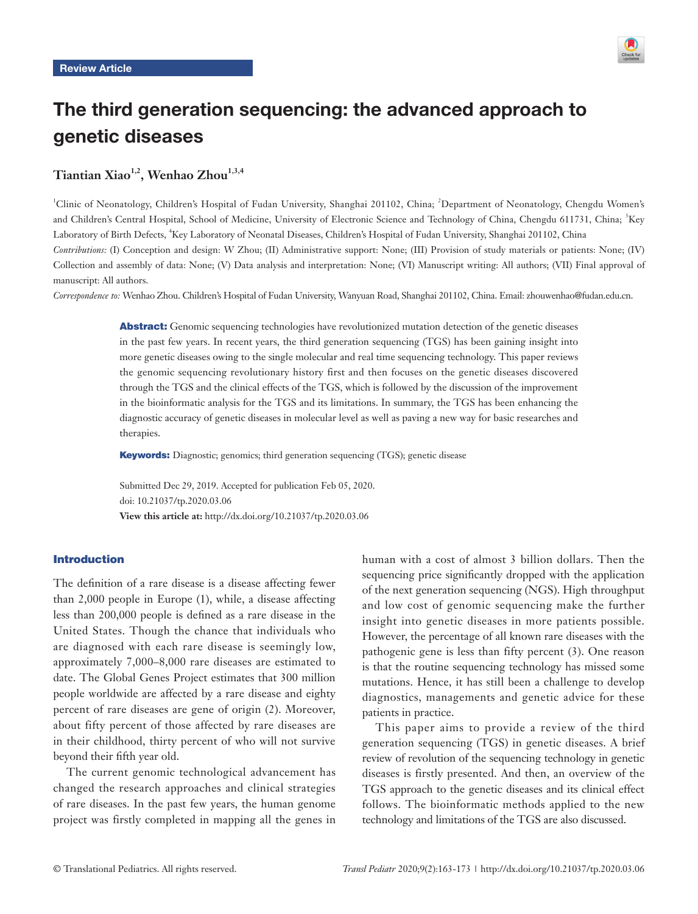Review Article

# The third generation sequencing: the advanced approach to genetic diseases

**Tiantian Xiao[1,2], Wenhao Zhou[1,3,4]**

[1]Clinic of Neonatology, Children's Hospital of Fudan University, Shanghai 201102, China; [2]Department of Neonatology, Chengdu Women's and Children's Central Hospital, School of Medicine, University of Electronic Science and Technology of China, Chengdu 611731, China; [3]Key Laboratory of Birth Defects, [4]Key Laboratory of Neonatal Diseases, Children's Hospital of Fudan University, Shanghai 201102, China

*Contributions:* (I) Conception and design: W Zhou; (II) Administrative support: None; (III) Provision of study materials or patients: None; (IV) Collection and assembly of data: None; (V) Data analysis and interpretation: None; (VI) Manuscript writing: All authors; (VII) Final approval of manuscript: All authors.

*Correspondence to:* Wenhao Zhou. Children's Hospital of Fudan University, Wanyuan Road, Shanghai 201102, China. Email: zhouwenhao@fudan.edu.cn.

**Abstract:** Genomic sequencing technologies have revolutionized mutation detection of the genetic diseases in the past few years. In recent years, the third generation sequencing (TGS) has been gaining insight into more genetic diseases owing to the single molecular and real time sequencing technology. This paper reviews the genomic sequencing revolutionary history first and then focuses on the genetic diseases discovered through the TGS and the clinical effects of the TGS, which is followed by the discussion of the improvement in the bioinformatic analysis for the TGS and its limitations. In summary, the TGS has been enhancing the diagnostic accuracy of genetic diseases in molecular level as well as paving a new way for basic researches and therapies.

**Keywords:** Diagnostic; genomics; third generation sequencing (TGS); genetic disease

Submitted Dec 29, 2019. Accepted for publication Feb 05, 2020.
doi: 10.21037/tp.2020.03.06
**View this article at:** http://dx.doi.org/10.21037/tp.2020.03.06

## Introduction

The definition of a rare disease is a disease affecting fewer than 2,000 people in Europe (1), while, a disease affecting less than 200,000 people is defined as a rare disease in the United States. Though the chance that individuals who are diagnosed with each rare disease is seemingly low, approximately 7,000–8,000 rare diseases are estimated to date. The Global Genes Project estimates that 300 million people worldwide are affected by a rare disease and eighty percent of rare diseases are gene of origin (2). Moreover, about fifty percent of those affected by rare diseases are in their childhood, thirty percent of who will not survive beyond their fifth year old.

The current genomic technological advancement has changed the research approaches and clinical strategies of rare diseases. In the past few years, the human genome project was firstly completed in mapping all the genes in human with a cost of almost 3 billion dollars. Then the sequencing price significantly dropped with the application of the next generation sequencing (NGS). High throughput and low cost of genomic sequencing make the further insight into genetic diseases in more patients possible. However, the percentage of all known rare diseases with the pathogenic gene is less than fifty percent (3). One reason is that the routine sequencing technology has missed some mutations. Hence, it has still been a challenge to develop diagnostics, managements and genetic advice for these patients in practice.

This paper aims to provide a review of the third generation sequencing (TGS) in genetic diseases. A brief review of revolution of the sequencing technology in genetic diseases is firstly presented. And then, an overview of the TGS approach to the genetic diseases and its clinical effect follows. The bioinformatic methods applied to the new technology and limitations of the TGS are also discussed.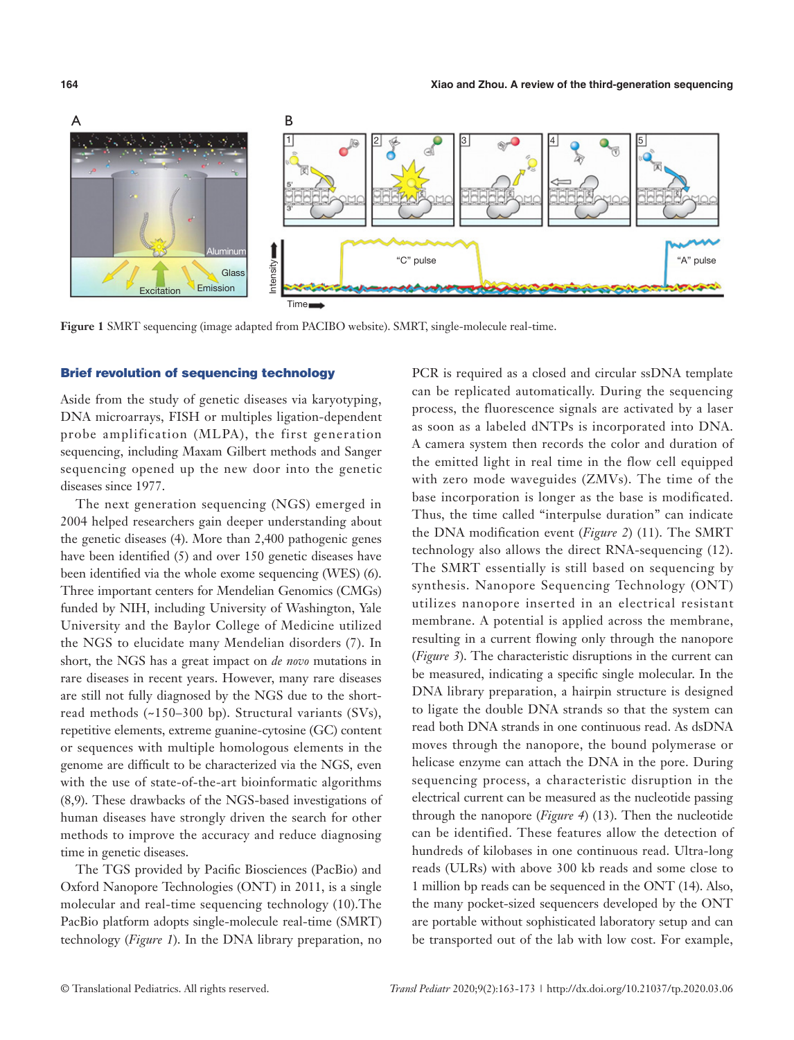Figure 1 SMRT sequencing (image adapted from PACIBO website). SMRT, single-molecule real-time.

## Brief revolution of sequencing technology

Aside from the study of genetic diseases via karyotyping, DNA microarrays, FISH or multiples ligation-dependent probe amplification (MLPA), the first generation sequencing, including Maxam Gilbert methods and Sanger sequencing opened up the new door into the genetic diseases since 1977.

The next generation sequencing (NGS) emerged in 2004 helped researchers gain deeper understanding about the genetic diseases (4). More than 2,400 pathogenic genes have been identified (5) and over 150 genetic diseases have been identified via the whole exome sequencing (WES) (6). Three important centers for Mendelian Genomics (CMGs) funded by NIH, including University of Washington, Yale University and the Baylor College of Medicine utilized the NGS to elucidate many Mendelian disorders (7). In short, the NGS has a great impact on *de novo* mutations in rare diseases in recent years. However, many rare diseases are still not fully diagnosed by the NGS due to the short-read methods (~150–300 bp). Structural variants (SVs), repetitive elements, extreme guanine-cytosine (GC) content or sequences with multiple homologous elements in the genome are difficult to be characterized via the NGS, even with the use of state-of-the-art bioinformatic algorithms (8,9). These drawbacks of the NGS-based investigations of human diseases have strongly driven the search for other methods to improve the accuracy and reduce diagnosing time in genetic diseases.

The TGS provided by Pacific Biosciences (PacBio) and Oxford Nanopore Technologies (ONT) in 2011, is a single molecular and real-time sequencing technology (10).The PacBio platform adopts single-molecule real-time (SMRT) technology (*Figure 1*). In the DNA library preparation, no PCR is required as a closed and circular ssDNA template can be replicated automatically. During the sequencing process, the fluorescence signals are activated by a laser as soon as a labeled dNTPs is incorporated into DNA. A camera system then records the color and duration of the emitted light in real time in the flow cell equipped with zero mode waveguides (ZMVs). The time of the base incorporation is longer as the base is modificated. Thus, the time called "interpulse duration" can indicate the DNA modification event (*Figure 2*) (11). The SMRT technology also allows the direct RNA-sequencing (12). The SMRT essentially is still based on sequencing by synthesis. Nanopore Sequencing Technology (ONT) utilizes nanopore inserted in an electrical resistant membrane. A potential is applied across the membrane, resulting in a current flowing only through the nanopore (*Figure 3*). The characteristic disruptions in the current can be measured, indicating a specific single molecular. In the DNA library preparation, a hairpin structure is designed to ligate the double DNA strands so that the system can read both DNA strands in one continuous read. As dsDNA moves through the nanopore, the bound polymerase or helicase enzyme can attach the DNA in the pore. During sequencing process, a characteristic disruption in the electrical current can be measured as the nucleotide passing through the nanopore (*Figure 4*) (13). Then the nucleotide can be identified. These features allow the detection of hundreds of kilobases in one continuous read. Ultra-long reads (ULRs) with above 300 kb reads and some close to 1 million bp reads can be sequenced in the ONT (14). Also, the many pocket-sized sequencers developed by the ONT are portable without sophisticated laboratory setup and can be transported out of the lab with low cost. For example,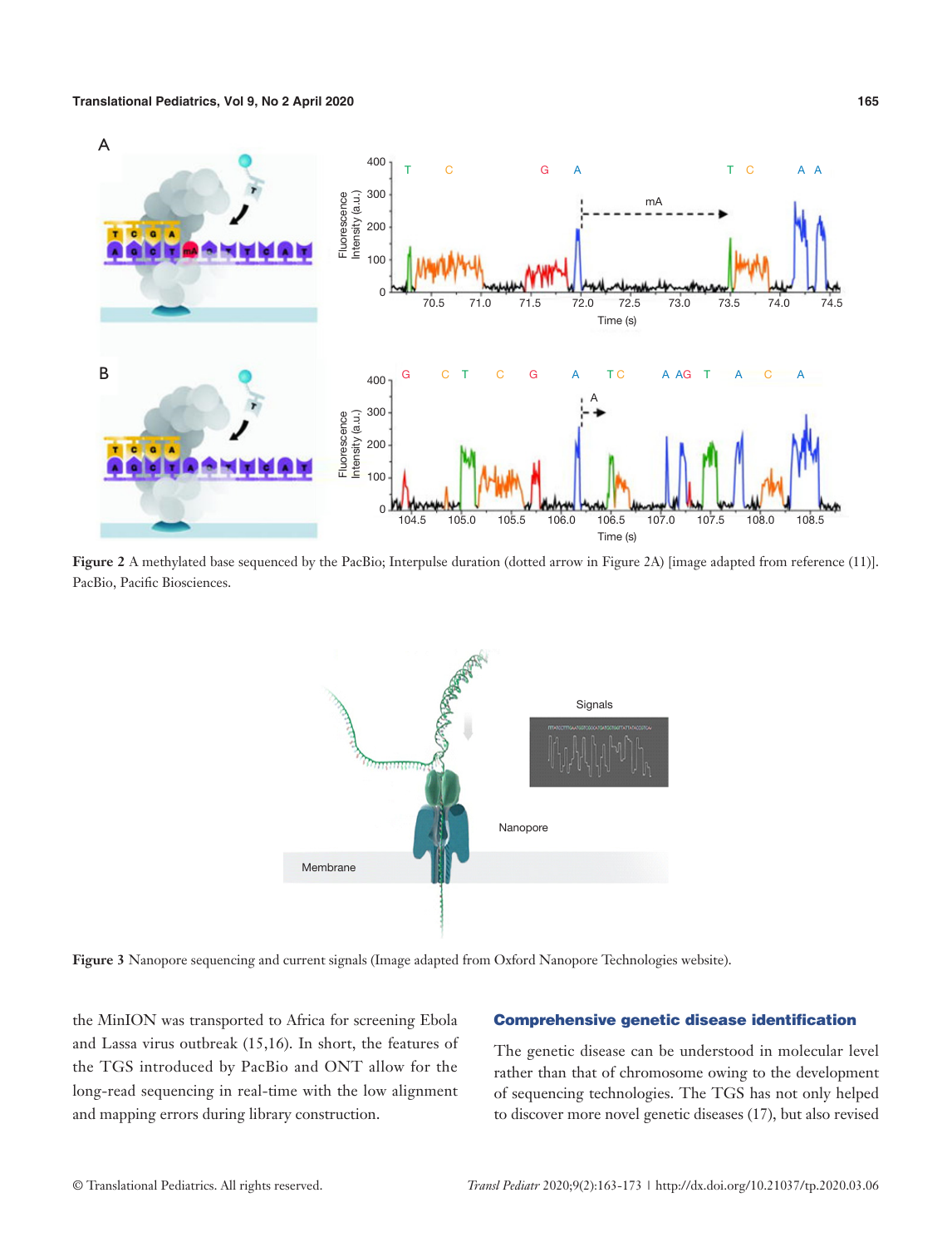Figure 2 A methylated base sequenced by the PacBio; Interpulse duration (dotted arrow in Figure 2A) [image adapted from reference (11)]. PacBio, Pacific Biosciences.

Figure 3 Nanopore sequencing and current signals (Image adapted from Oxford Nanopore Technologies website).

the MinION was transported to Africa for screening Ebola and Lassa virus outbreak (15,16). In short, the features of the TGS introduced by PacBio and ONT allow for the long-read sequencing in real-time with the low alignment and mapping errors during library construction.

## Comprehensive genetic disease identification

The genetic disease can be understood in molecular level rather than that of chromosome owing to the development of sequencing technologies. The TGS has not only helped to discover more novel genetic diseases (17), but also revised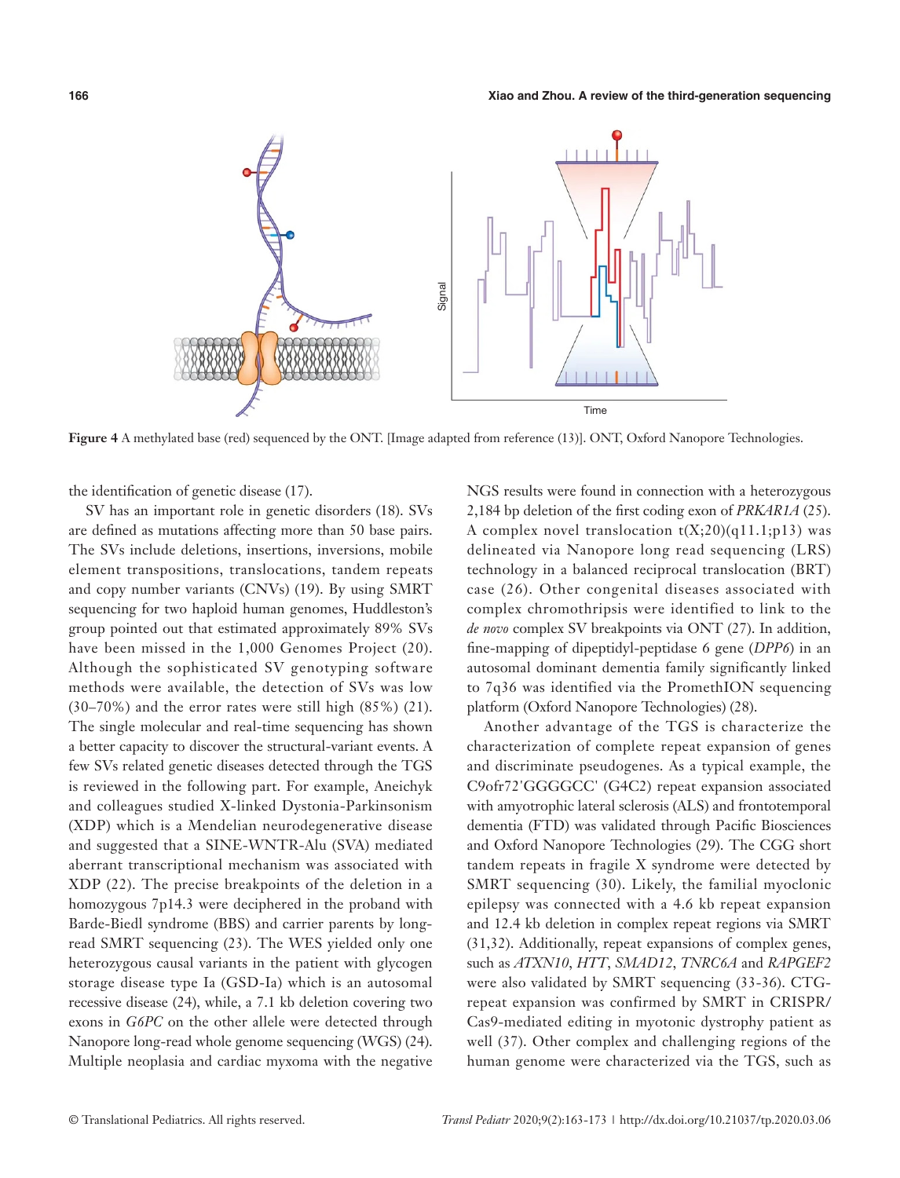**Figure 4** A methylated base (red) sequenced by the ONT. [Image adapted from reference (13)]. ONT, Oxford Nanopore Technologies.

the identification of genetic disease (17).

SV has an important role in genetic disorders (18). SVs are defined as mutations affecting more than 50 base pairs. The SVs include deletions, insertions, inversions, mobile element transpositions, translocations, tandem repeats and copy number variants (CNVs) (19). By using SMRT sequencing for two haploid human genomes, Huddleston's group pointed out that estimated approximately 89% SVs have been missed in the 1,000 Genomes Project (20). Although the sophisticated SV genotyping software methods were available, the detection of SVs was low (30–70%) and the error rates were still high (85%) (21). The single molecular and real-time sequencing has shown a better capacity to discover the structural-variant events. A few SVs related genetic diseases detected through the TGS is reviewed in the following part. For example, Aneichyk and colleagues studied X-linked Dystonia-Parkinsonism (XDP) which is a Mendelian neurodegenerative disease and suggested that a SINE-WNTR-Alu (SVA) mediated aberrant transcriptional mechanism was associated with XDP (22). The precise breakpoints of the deletion in a homozygous 7p14.3 were deciphered in the proband with Barde-Biedl syndrome (BBS) and carrier parents by long-read SMRT sequencing (23). The WES yielded only one heterozygous causal variants in the patient with glycogen storage disease type Ia (GSD-Ia) which is an autosomal recessive disease (24), while, a 7.1 kb deletion covering two exons in *G6PC* on the other allele were detected through Nanopore long-read whole genome sequencing (WGS) (24). Multiple neoplasia and cardiac myxoma with the negative NGS results were found in connection with a heterozygous 2,184 bp deletion of the first coding exon of *PRKAR1A* (25). A complex novel translocation t(X;20)(q11.1;p13) was delineated via Nanopore long read sequencing (LRS) technology in a balanced reciprocal translocation (BRT) case (26). Other congenital diseases associated with complex chromothripsis were identified to link to the *de novo* complex SV breakpoints via ONT (27). In addition, fine-mapping of dipeptidyl-peptidase 6 gene (*DPP6*) in an autosomal dominant dementia family significantly linked to 7q36 was identified via the PromethION sequencing platform (Oxford Nanopore Technologies) (28).

Another advantage of the TGS is characterize the characterization of complete repeat expansion of genes and discriminate pseudogenes. As a typical example, the C9ofr72'GGGGCC' (G4C2) repeat expansion associated with amyotrophic lateral sclerosis (ALS) and frontotemporal dementia (FTD) was validated through Pacific Biosciences and Oxford Nanopore Technologies (29). The CGG short tandem repeats in fragile X syndrome were detected by SMRT sequencing (30). Likely, the familial myoclonic epilepsy was connected with a 4.6 kb repeat expansion and 12.4 kb deletion in complex repeat regions via SMRT (31,32). Additionally, repeat expansions of complex genes, such as *ATXN10*, *HTT*, *SMAD12*, *TNRC6A* and *RAPGEF2* were also validated by SMRT sequencing (33-36). CTG-repeat expansion was confirmed by SMRT in CRISPR/Cas9-mediated editing in myotonic dystrophy patient as well (37). Other complex and challenging regions of the human genome were characterized via the TGS, such as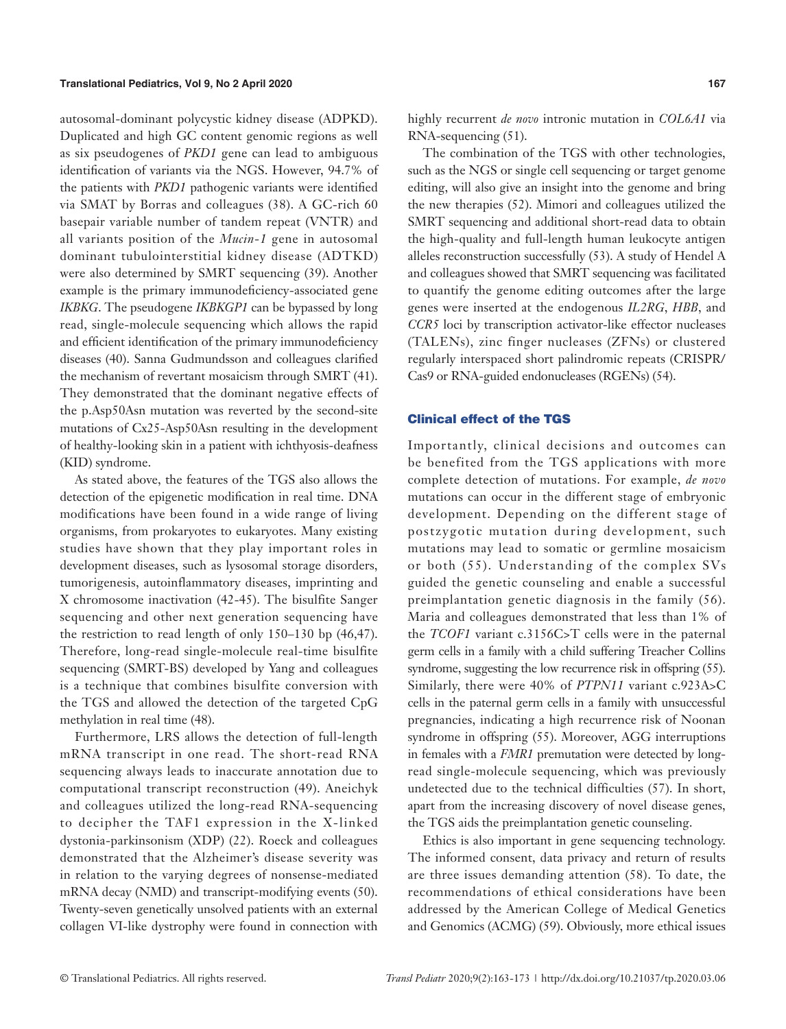autosomal-dominant polycystic kidney disease (ADPKD). Duplicated and high GC content genomic regions as well as six pseudogenes of *PKD1* gene can lead to ambiguous identification of variants via the NGS. However, 94.7% of the patients with *PKD1* pathogenic variants were identified via SMAT by Borras and colleagues (38). A GC-rich 60 basepair variable number of tandem repeat (VNTR) and all variants position of the *Mucin-1* gene in autosomal dominant tubulointerstitial kidney disease (ADTKD) were also determined by SMRT sequencing (39). Another example is the primary immunodeficiency-associated gene *IKBKG*. The pseudogene *IKBKGP1* can be bypassed by long read, single-molecule sequencing which allows the rapid and efficient identification of the primary immunodeficiency diseases (40). Sanna Gudmundsson and colleagues clarified the mechanism of revertant mosaicism through SMRT (41). They demonstrated that the dominant negative effects of the p.Asp50Asn mutation was reverted by the second-site mutations of Cx25-Asp50Asn resulting in the development of healthy-looking skin in a patient with ichthyosis-deafness (KID) syndrome.

As stated above, the features of the TGS also allows the detection of the epigenetic modification in real time. DNA modifications have been found in a wide range of living organisms, from prokaryotes to eukaryotes. Many existing studies have shown that they play important roles in development diseases, such as lysosomal storage disorders, tumorigenesis, autoinflammatory diseases, imprinting and X chromosome inactivation (42-45). The bisulfite Sanger sequencing and other next generation sequencing have the restriction to read length of only 150–130 bp (46,47). Therefore, long-read single-molecule real-time bisulfite sequencing (SMRT-BS) developed by Yang and colleagues is a technique that combines bisulfite conversion with the TGS and allowed the detection of the targeted CpG methylation in real time (48).

Furthermore, LRS allows the detection of full-length mRNA transcript in one read. The short-read RNA sequencing always leads to inaccurate annotation due to computational transcript reconstruction (49). Aneichyk and colleagues utilized the long-read RNA-sequencing to decipher the TAF1 expression in the X-linked dystonia-parkinsonism (XDP) (22). Roeck and colleagues demonstrated that the Alzheimer's disease severity was in relation to the varying degrees of nonsense-mediated mRNA decay (NMD) and transcript-modifying events (50). Twenty-seven genetically unsolved patients with an external collagen VI-like dystrophy were found in connection with highly recurrent *de novo* intronic mutation in *COL6A1* via RNA-sequencing (51).

The combination of the TGS with other technologies, such as the NGS or single cell sequencing or target genome editing, will also give an insight into the genome and bring the new therapies (52). Mimori and colleagues utilized the SMRT sequencing and additional short-read data to obtain the high-quality and full-length human leukocyte antigen alleles reconstruction successfully (53). A study of Hendel A and colleagues showed that SMRT sequencing was facilitated to quantify the genome editing outcomes after the large genes were inserted at the endogenous *IL2RG*, *HBB*, and *CCR5* loci by transcription activator-like effector nucleases (TALENs), zinc finger nucleases (ZFNs) or clustered regularly interspaced short palindromic repeats (CRISPR/Cas9 or RNA-guided endonucleases (RGENs) (54).

## Clinical effect of the TGS

Importantly, clinical decisions and outcomes can be benefited from the TGS applications with more complete detection of mutations. For example, *de novo* mutations can occur in the different stage of embryonic development. Depending on the different stage of postzygotic mutation during development, such mutations may lead to somatic or germline mosaicism or both (55). Understanding of the complex SVs guided the genetic counseling and enable a successful preimplantation genetic diagnosis in the family (56). Maria and colleagues demonstrated that less than 1% of the *TCOF1* variant c.3156C>T cells were in the paternal germ cells in a family with a child suffering Treacher Collins syndrome, suggesting the low recurrence risk in offspring (55). Similarly, there were 40% of *PTPN11* variant c.923A>C cells in the paternal germ cells in a family with unsuccessful pregnancies, indicating a high recurrence risk of Noonan syndrome in offspring (55). Moreover, AGG interruptions in females with a *FMR1* premutation were detected by long-read single-molecule sequencing, which was previously undetected due to the technical difficulties (57). In short, apart from the increasing discovery of novel disease genes, the TGS aids the preimplantation genetic counseling.

Ethics is also important in gene sequencing technology. The informed consent, data privacy and return of results are three issues demanding attention (58). To date, the recommendations of ethical considerations have been addressed by the American College of Medical Genetics and Genomics (ACMG) (59). Obviously, more ethical issues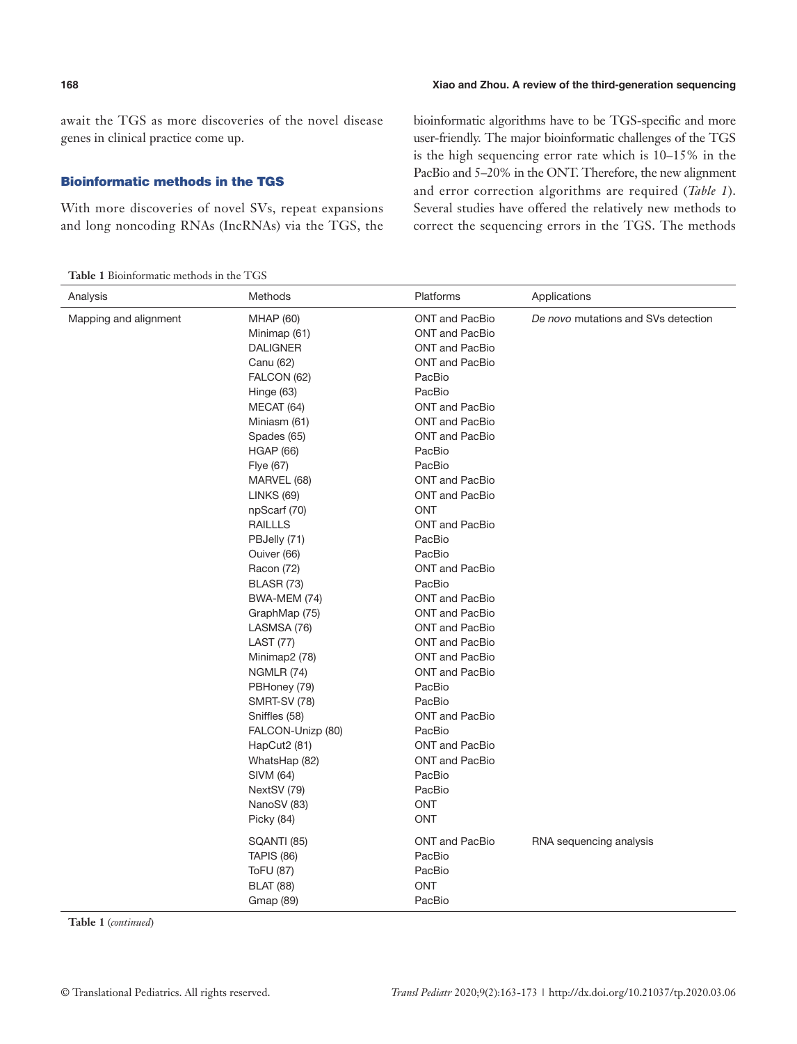await the TGS as more discoveries of the novel disease genes in clinical practice come up.

## Bioinformatic methods in the TGS

With more discoveries of novel SVs, repeat expansions and long noncoding RNAs (lncRNAs) via the TGS, the bioinformatic algorithms have to be TGS-specific and more user-friendly. The major bioinformatic challenges of the TGS is the high sequencing error rate which is 10–15% in the PacBio and 5–20% in the ONT. Therefore, the new alignment and error correction algorithms are required (*Table 1*). Several studies have offered the relatively new methods to correct the sequencing errors in the TGS. The methods

**Table 1** Bioinformatic methods in the TGS

| Analysis | Methods | Platforms | Applications |
|---|---|---|---|
| Mapping and alignment | MHAP (60) | ONT and PacBio | *De novo* mutations and SVs detection |
| | Minimap (61) | ONT and PacBio | |
| | DALIGNER | ONT and PacBio | |
| | Canu (62) | ONT and PacBio | |
| | FALCON (62) | PacBio | |
| | Hinge (63) | PacBio | |
| | MECAT (64) | ONT and PacBio | |
| | Miniasm (61) | ONT and PacBio | |
| | Spades (65) | ONT and PacBio | |
| | HGAP (66) | PacBio | |
| | Flye (67) | PacBio | |
| | MARVEL (68) | ONT and PacBio | |
| | LINKS (69) | ONT and PacBio | |
| | npScarf (70) | ONT | |
| | RAILLLS | ONT and PacBio | |
| | PBJelly (71) | PacBio | |
| | Ouiver (66) | PacBio | |
| | Racon (72) | ONT and PacBio | |
| | BLASR (73) | PacBio | |
| | BWA-MEM (74) | ONT and PacBio | |
| | GraphMap (75) | ONT and PacBio | |
| | LASMSA (76) | ONT and PacBio | |
| | LAST (77) | ONT and PacBio | |
| | Minimap2 (78) | ONT and PacBio | |
| | NGMLR (74) | ONT and PacBio | |
| | PBHoney (79) | PacBio | |
| | SMRT-SV (78) | PacBio | |
| | Sniffles (58) | ONT and PacBio | |
| | FALCON-Unizp (80) | PacBio | |
| | HapCut2 (81) | ONT and PacBio | |
| | WhatsHap (82) | ONT and PacBio | |
| | SIVM (64) | PacBio | |
| | NextSV (79) | PacBio | |
| | NanoSV (83) | ONT | |
| | Picky (84) | ONT | |
| | SQANTI (85) | ONT and PacBio | RNA sequencing analysis |
| | TAPIS (86) | PacBio | |
| | ToFU (87) | PacBio | |
| | BLAT (88) | ONT | |
| | Gmap (89) | PacBio | |

**Table 1** (*continued*)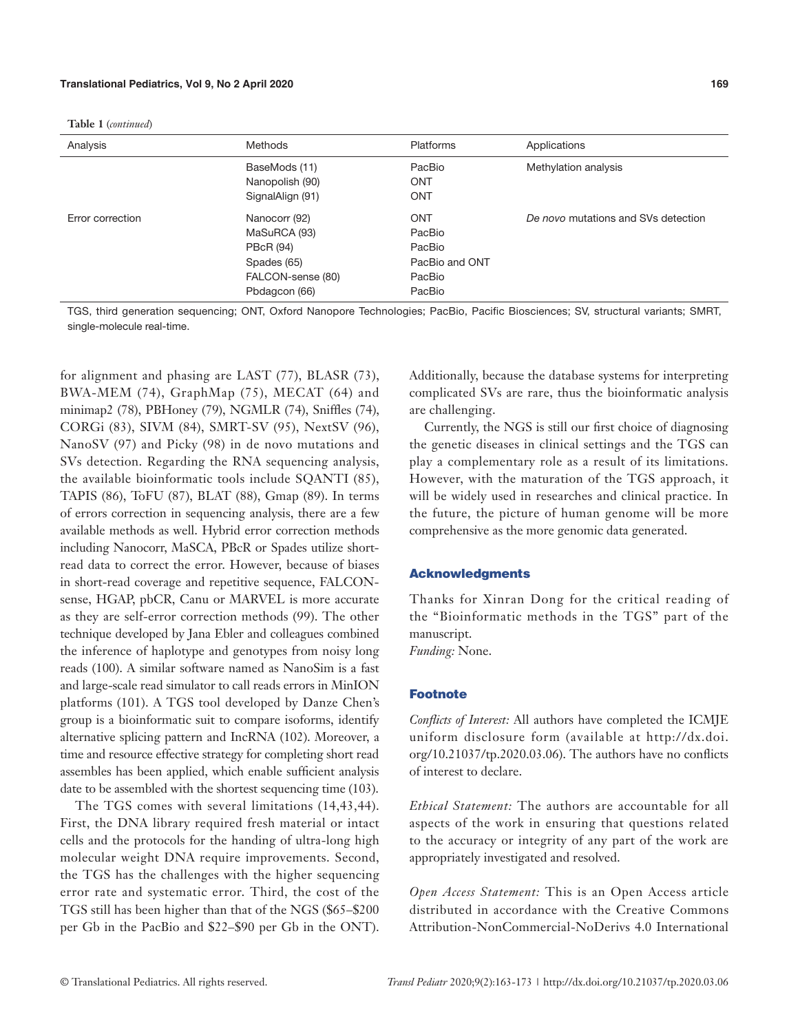**Table 1** (*continued*)

| Analysis | Methods | Platforms | Applications |
|---|---|---|---|
| | BaseMods (11)<br>Nanopolish (90)<br>SignalAlign (91) | PacBio<br>ONT<br>ONT | Methylation analysis |
| Error correction | Nanocorr (92)<br>MaSuRCA (93)<br>PBcR (94)<br>Spades (65)<br>FALCON-sense (80)<br>Pbdagcon (66) | ONT<br>PacBio<br>PacBio<br>PacBio and ONT<br>PacBio<br>PacBio | *De novo* mutations and SVs detection |

TGS, third generation sequencing; ONT, Oxford Nanopore Technologies; PacBio, Pacific Biosciences; SV, structural variants; SMRT, single-molecule real-time.

for alignment and phasing are LAST (77), BLASR (73), BWA-MEM (74), GraphMap (75), MECAT (64) and minimap2 (78), PBHoney (79), NGMLR (74), Sniffles (74), CORGi (83), SIVM (84), SMRT-SV (95), NextSV (96), NanoSV (97) and Picky (98) in de novo mutations and SVs detection. Regarding the RNA sequencing analysis, the available bioinformatic tools include SQANTI (85), TAPIS (86), ToFU (87), BLAT (88), Gmap (89). In terms of errors correction in sequencing analysis, there are a few available methods as well. Hybrid error correction methods including Nanocorr, MaSCA, PBcR or Spades utilize short-read data to correct the error. However, because of biases in short-read coverage and repetitive sequence, FALCON-sense, HGAP, pbCR, Canu or MARVEL is more accurate as they are self-error correction methods (99). The other technique developed by Jana Ebler and colleagues combined the inference of haplotype and genotypes from noisy long reads (100). A similar software named as NanoSim is a fast and large-scale read simulator to call reads errors in MinION platforms (101). A TGS tool developed by Danze Chen's group is a bioinformatic suit to compare isoforms, identify alternative splicing pattern and lncRNA (102). Moreover, a time and resource effective strategy for completing short read assembles has been applied, which enable sufficient analysis date to be assembled with the shortest sequencing time (103).

The TGS comes with several limitations (14,43,44). First, the DNA library required fresh material or intact cells and the protocols for the handing of ultra-long high molecular weight DNA require improvements. Second, the TGS has the challenges with the higher sequencing error rate and systematic error. Third, the cost of the TGS still has been higher than that of the NGS ($65–$200 per Gb in the PacBio and $22–$90 per Gb in the ONT). Additionally, because the database systems for interpreting complicated SVs are rare, thus the bioinformatic analysis are challenging.

Currently, the NGS is still our first choice of diagnosing the genetic diseases in clinical settings and the TGS can play a complementary role as a result of its limitations. However, with the maturation of the TGS approach, it will be widely used in researches and clinical practice. In the future, the picture of human genome will be more comprehensive as the more genomic data generated.

## Acknowledgments

Thanks for Xinran Dong for the critical reading of the "Bioinformatic methods in the TGS" part of the manuscript.

*Funding:* None.

## Footnote

*Conflicts of Interest:* All authors have completed the ICMJE uniform disclosure form (available at http://dx.doi.org/10.21037/tp.2020.03.06). The authors have no conflicts of interest to declare.

*Ethical Statement:* The authors are accountable for all aspects of the work in ensuring that questions related to the accuracy or integrity of any part of the work are appropriately investigated and resolved.

*Open Access Statement:* This is an Open Access article distributed in accordance with the Creative Commons Attribution-NonCommercial-NoDerivs 4.0 International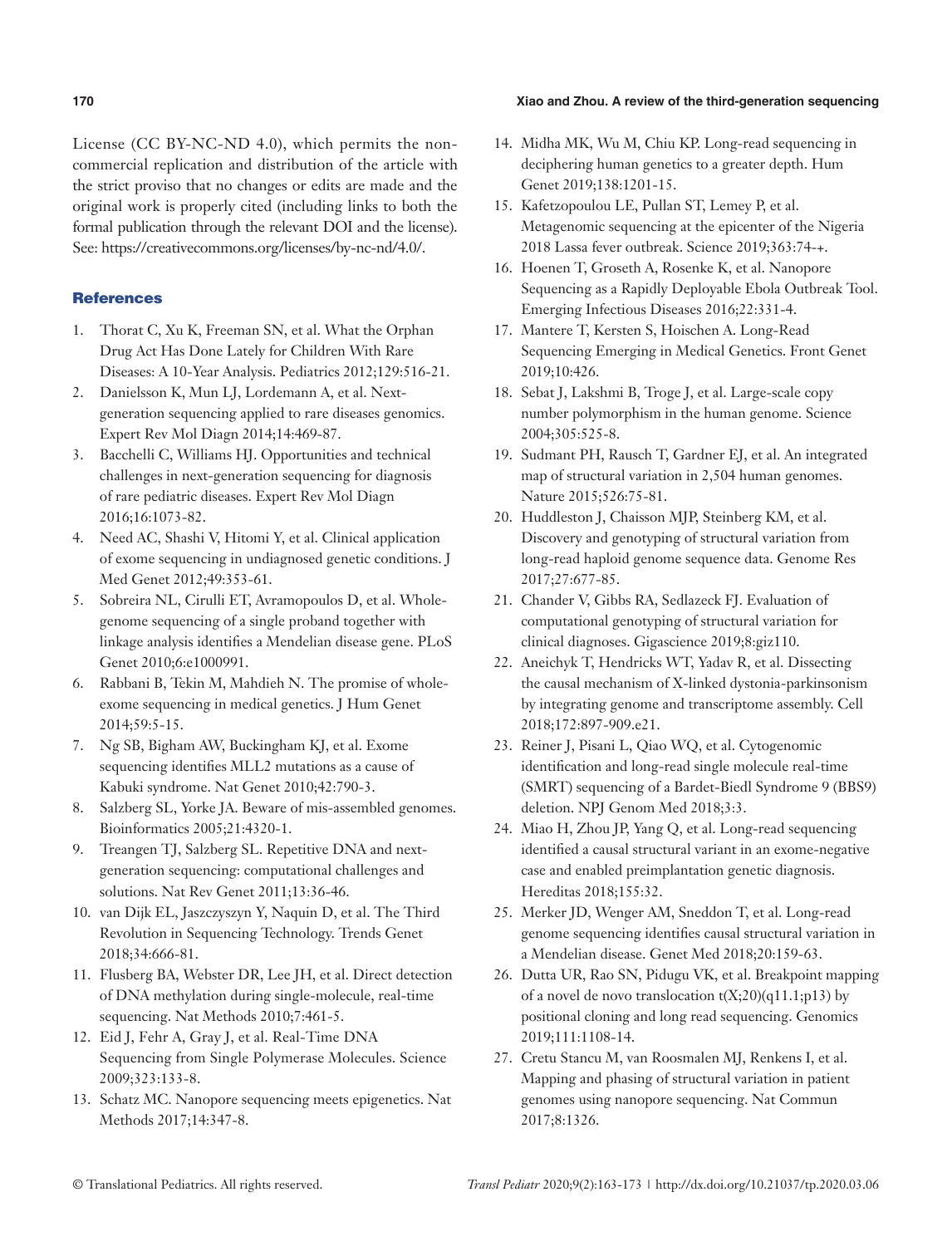License (CC BY-NC-ND 4.0), which permits the non-commercial replication and distribution of the article with the strict proviso that no changes or edits are made and the original work is properly cited (including links to both the formal publication through the relevant DOI and the license). See: https://creativecommons.org/licenses/by-nc-nd/4.0/.

## References

1. Thorat C, Xu K, Freeman SN, et al. What the Orphan Drug Act Has Done Lately for Children With Rare Diseases: A 10-Year Analysis. Pediatrics 2012;129:516-21.
2. Danielsson K, Mun LJ, Lordemann A, et al. Next-generation sequencing applied to rare diseases genomics. Expert Rev Mol Diagn 2014;14:469-87.
3. Bacchelli C, Williams HJ. Opportunities and technical challenges in next-generation sequencing for diagnosis of rare pediatric diseases. Expert Rev Mol Diagn 2016;16:1073-82.
4. Need AC, Shashi V, Hitomi Y, et al. Clinical application of exome sequencing in undiagnosed genetic conditions. J Med Genet 2012;49:353-61.
5. Sobreira NL, Cirulli ET, Avramopoulos D, et al. Whole-genome sequencing of a single proband together with linkage analysis identifies a Mendelian disease gene. PLoS Genet 2010;6:e1000991.
6. Rabbani B, Tekin M, Mahdieh N. The promise of whole-exome sequencing in medical genetics. J Hum Genet 2014;59:5-15.
7. Ng SB, Bigham AW, Buckingham KJ, et al. Exome sequencing identifies MLL2 mutations as a cause of Kabuki syndrome. Nat Genet 2010;42:790-3.
8. Salzberg SL, Yorke JA. Beware of mis-assembled genomes. Bioinformatics 2005;21:4320-1.
9. Treangen TJ, Salzberg SL. Repetitive DNA and next-generation sequencing: computational challenges and solutions. Nat Rev Genet 2011;13:36-46.
10. van Dijk EL, Jaszczyszyn Y, Naquin D, et al. The Third Revolution in Sequencing Technology. Trends Genet 2018;34:666-81.
11. Flusberg BA, Webster DR, Lee JH, et al. Direct detection of DNA methylation during single-molecule, real-time sequencing. Nat Methods 2010;7:461-5.
12. Eid J, Fehr A, Gray J, et al. Real-Time DNA Sequencing from Single Polymerase Molecules. Science 2009;323:133-8.
13. Schatz MC. Nanopore sequencing meets epigenetics. Nat Methods 2017;14:347-8.
14. Midha MK, Wu M, Chiu KP. Long-read sequencing in deciphering human genetics to a greater depth. Hum Genet 2019;138:1201-15.
15. Kafetzopoulou LE, Pullan ST, Lemey P, et al. Metagenomic sequencing at the epicenter of the Nigeria 2018 Lassa fever outbreak. Science 2019;363:74-+.
16. Hoenen T, Groseth A, Rosenke K, et al. Nanopore Sequencing as a Rapidly Deployable Ebola Outbreak Tool. Emerging Infectious Diseases 2016;22:331-4.
17. Mantere T, Kersten S, Hoischen A. Long-Read Sequencing Emerging in Medical Genetics. Front Genet 2019;10:426.
18. Sebat J, Lakshmi B, Troge J, et al. Large-scale copy number polymorphism in the human genome. Science 2004;305:525-8.
19. Sudmant PH, Rausch T, Gardner EJ, et al. An integrated map of structural variation in 2,504 human genomes. Nature 2015;526:75-81.
20. Huddleston J, Chaisson MJP, Steinberg KM, et al. Discovery and genotyping of structural variation from long-read haploid genome sequence data. Genome Res 2017;27:677-85.
21. Chander V, Gibbs RA, Sedlazeck FJ. Evaluation of computational genotyping of structural variation for clinical diagnoses. Gigascience 2019;8:giz110.
22. Aneichyk T, Hendricks WT, Yadav R, et al. Dissecting the causal mechanism of X-linked dystonia-parkinsonism by integrating genome and transcriptome assembly. Cell 2018;172:897-909.e21.
23. Reiner J, Pisani L, Qiao WQ, et al. Cytogenomic identification and long-read single molecule real-time (SMRT) sequencing of a Bardet-Biedl Syndrome 9 (BBS9) deletion. NPJ Genom Med 2018;3:3.
24. Miao H, Zhou JP, Yang Q, et al. Long-read sequencing identified a causal structural variant in an exome-negative case and enabled preimplantation genetic diagnosis. Hereditas 2018;155:32.
25. Merker JD, Wenger AM, Sneddon T, et al. Long-read genome sequencing identifies causal structural variation in a Mendelian disease. Genet Med 2018;20:159-63.
26. Dutta UR, Rao SN, Pidugu VK, et al. Breakpoint mapping of a novel de novo translocation t(X;20)(q11.1;p13) by positional cloning and long read sequencing. Genomics 2019;111:1108-14.
27. Cretu Stancu M, van Roosmalen MJ, Renkens I, et al. Mapping and phasing of structural variation in patient genomes using nanopore sequencing. Nat Commun 2017;8:1326.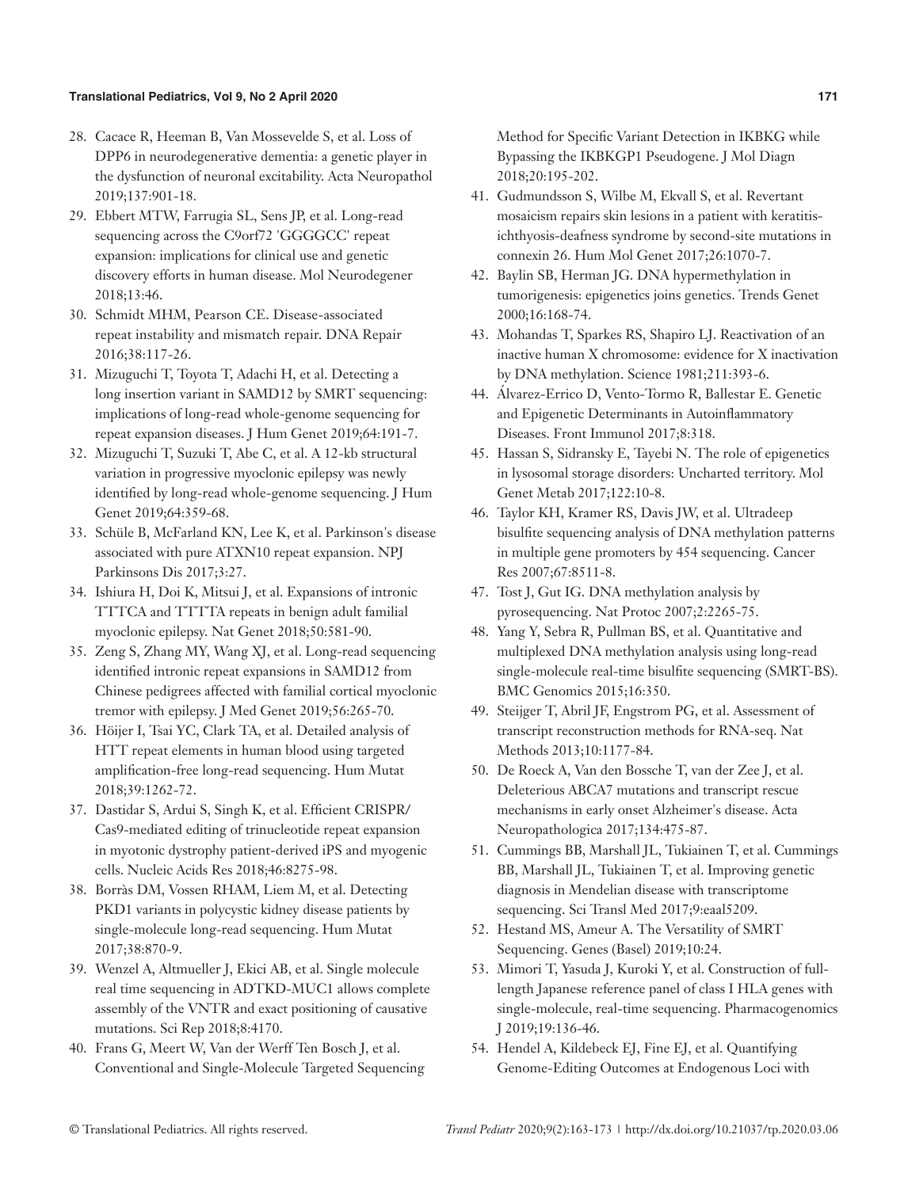28. Cacace R, Heeman B, Van Mossevelde S, et al. Loss of DPP6 in neurodegenerative dementia: a genetic player in the dysfunction of neuronal excitability. Acta Neuropathol 2019;137:901-18.
29. Ebbert MTW, Farrugia SL, Sens JP, et al. Long-read sequencing across the C9orf72 'GGGGCC' repeat expansion: implications for clinical use and genetic discovery efforts in human disease. Mol Neurodegener 2018;13:46.
30. Schmidt MHM, Pearson CE. Disease-associated repeat instability and mismatch repair. DNA Repair 2016;38:117-26.
31. Mizuguchi T, Toyota T, Adachi H, et al. Detecting a long insertion variant in SAMD12 by SMRT sequencing: implications of long-read whole-genome sequencing for repeat expansion diseases. J Hum Genet 2019;64:191-7.
32. Mizuguchi T, Suzuki T, Abe C, et al. A 12-kb structural variation in progressive myoclonic epilepsy was newly identified by long-read whole-genome sequencing. J Hum Genet 2019;64:359-68.
33. Schüle B, McFarland KN, Lee K, et al. Parkinson's disease associated with pure ATXN10 repeat expansion. NPJ Parkinsons Dis 2017;3:27.
34. Ishiura H, Doi K, Mitsui J, et al. Expansions of intronic TTTCA and TTTTA repeats in benign adult familial myoclonic epilepsy. Nat Genet 2018;50:581-90.
35. Zeng S, Zhang MY, Wang XJ, et al. Long-read sequencing identified intronic repeat expansions in SAMD12 from Chinese pedigrees affected with familial cortical myoclonic tremor with epilepsy. J Med Genet 2019;56:265-70.
36. Höijer I, Tsai YC, Clark TA, et al. Detailed analysis of HTT repeat elements in human blood using targeted amplification-free long-read sequencing. Hum Mutat 2018;39:1262-72.
37. Dastidar S, Ardui S, Singh K, et al. Efficient CRISPR/Cas9-mediated editing of trinucleotide repeat expansion in myotonic dystrophy patient-derived iPS and myogenic cells. Nucleic Acids Res 2018;46:8275-98.
38. Borràs DM, Vossen RHAM, Liem M, et al. Detecting PKD1 variants in polycystic kidney disease patients by single-molecule long-read sequencing. Hum Mutat 2017;38:870-9.
39. Wenzel A, Altmueller J, Ekici AB, et al. Single molecule real time sequencing in ADTKD-MUC1 allows complete assembly of the VNTR and exact positioning of causative mutations. Sci Rep 2018;8:4170.
40. Frans G, Meert W, Van der Werff Ten Bosch J, et al. Conventional and Single-Molecule Targeted Sequencing Method for Specific Variant Detection in IKBKG while Bypassing the IKBKGP1 Pseudogene. J Mol Diagn 2018;20:195-202.
41. Gudmundsson S, Wilbe M, Ekvall S, et al. Revertant mosaicism repairs skin lesions in a patient with keratitis-ichthyosis-deafness syndrome by second-site mutations in connexin 26. Hum Mol Genet 2017;26:1070-7.
42. Baylin SB, Herman JG. DNA hypermethylation in tumorigenesis: epigenetics joins genetics. Trends Genet 2000;16:168-74.
43. Mohandas T, Sparkes RS, Shapiro LJ. Reactivation of an inactive human X chromosome: evidence for X inactivation by DNA methylation. Science 1981;211:393-6.
44. Álvarez-Errico D, Vento-Tormo R, Ballestar E. Genetic and Epigenetic Determinants in Autoinflammatory Diseases. Front Immunol 2017;8:318.
45. Hassan S, Sidransky E, Tayebi N. The role of epigenetics in lysosomal storage disorders: Uncharted territory. Mol Genet Metab 2017;122:10-8.
46. Taylor KH, Kramer RS, Davis JW, et al. Ultradeep bisulfite sequencing analysis of DNA methylation patterns in multiple gene promoters by 454 sequencing. Cancer Res 2007;67:8511-8.
47. Tost J, Gut IG. DNA methylation analysis by pyrosequencing. Nat Protoc 2007;2:2265-75.
48. Yang Y, Sebra R, Pullman BS, et al. Quantitative and multiplexed DNA methylation analysis using long-read single-molecule real-time bisulfite sequencing (SMRT-BS). BMC Genomics 2015;16:350.
49. Steijger T, Abril JF, Engstrom PG, et al. Assessment of transcript reconstruction methods for RNA-seq. Nat Methods 2013;10:1177-84.
50. De Roeck A, Van den Bossche T, van der Zee J, et al. Deleterious ABCA7 mutations and transcript rescue mechanisms in early onset Alzheimer's disease. Acta Neuropathologica 2017;134:475-87.
51. Cummings BB, Marshall JL, Tukiainen T, et al. Cummings BB, Marshall JL, Tukiainen T, et al. Improving genetic diagnosis in Mendelian disease with transcriptome sequencing. Sci Transl Med 2017;9:eaal5209.
52. Hestand MS, Ameur A. The Versatility of SMRT Sequencing. Genes (Basel) 2019;10:24.
53. Mimori T, Yasuda J, Kuroki Y, et al. Construction of full-length Japanese reference panel of class I HLA genes with single-molecule, real-time sequencing. Pharmacogenomics J 2019;19:136-46.
54. Hendel A, Kildebeck EJ, Fine EJ, et al. Quantifying Genome-Editing Outcomes at Endogenous Loci with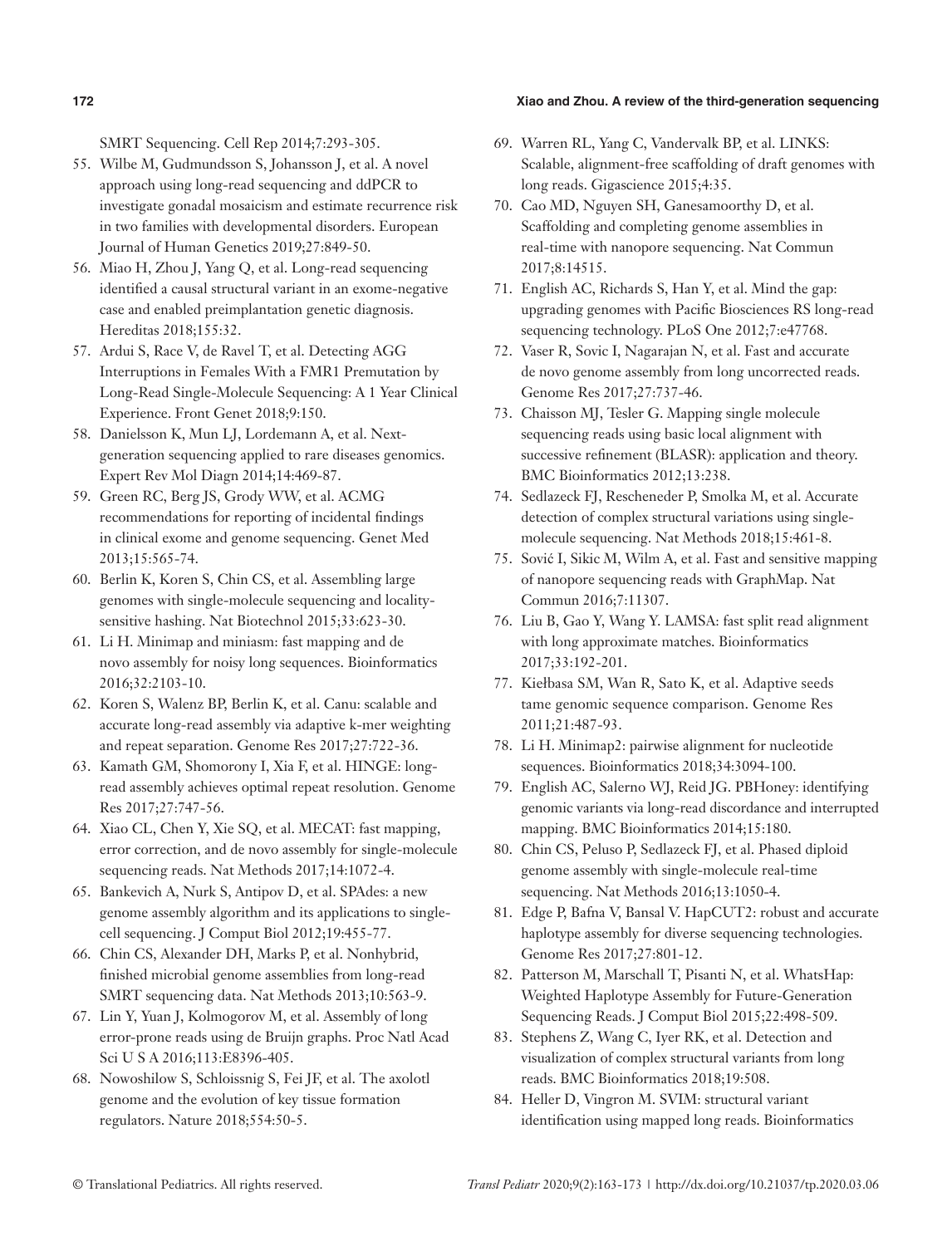SMRT Sequencing. Cell Rep 2014;7:293-305.

55. Wilbe M, Gudmundsson S, Johansson J, et al. A novel approach using long-read sequencing and ddPCR to investigate gonadal mosaicism and estimate recurrence risk in two families with developmental disorders. European Journal of Human Genetics 2019;27:849-50.
56. Miao H, Zhou J, Yang Q, et al. Long-read sequencing identified a causal structural variant in an exome-negative case and enabled preimplantation genetic diagnosis. Hereditas 2018;155:32.
57. Ardui S, Race V, de Ravel T, et al. Detecting AGG Interruptions in Females With a FMR1 Premutation by Long-Read Single-Molecule Sequencing: A 1 Year Clinical Experience. Front Genet 2018;9:150.
58. Danielsson K, Mun LJ, Lordemann A, et al. Next-generation sequencing applied to rare diseases genomics. Expert Rev Mol Diagn 2014;14:469-87.
59. Green RC, Berg JS, Grody WW, et al. ACMG recommendations for reporting of incidental findings in clinical exome and genome sequencing. Genet Med 2013;15:565-74.
60. Berlin K, Koren S, Chin CS, et al. Assembling large genomes with single-molecule sequencing and locality-sensitive hashing. Nat Biotechnol 2015;33:623-30.
61. Li H. Minimap and miniasm: fast mapping and de novo assembly for noisy long sequences. Bioinformatics 2016;32:2103-10.
62. Koren S, Walenz BP, Berlin K, et al. Canu: scalable and accurate long-read assembly via adaptive k-mer weighting and repeat separation. Genome Res 2017;27:722-36.
63. Kamath GM, Shomorony I, Xia F, et al. HINGE: long-read assembly achieves optimal repeat resolution. Genome Res 2017;27:747-56.
64. Xiao CL, Chen Y, Xie SQ, et al. MECAT: fast mapping, error correction, and de novo assembly for single-molecule sequencing reads. Nat Methods 2017;14:1072-4.
65. Bankevich A, Nurk S, Antipov D, et al. SPAdes: a new genome assembly algorithm and its applications to single-cell sequencing. J Comput Biol 2012;19:455-77.
66. Chin CS, Alexander DH, Marks P, et al. Nonhybrid, finished microbial genome assemblies from long-read SMRT sequencing data. Nat Methods 2013;10:563-9.
67. Lin Y, Yuan J, Kolmogorov M, et al. Assembly of long error-prone reads using de Bruijn graphs. Proc Natl Acad Sci U S A 2016;113:E8396-405.
68. Nowoshilow S, Schloissnig S, Fei JF, et al. The axolotl genome and the evolution of key tissue formation regulators. Nature 2018;554:50-5.
69. Warren RL, Yang C, Vandervalk BP, et al. LINKS: Scalable, alignment-free scaffolding of draft genomes with long reads. Gigascience 2015;4:35.
70. Cao MD, Nguyen SH, Ganesamoorthy D, et al. Scaffolding and completing genome assemblies in real-time with nanopore sequencing. Nat Commun 2017;8:14515.
71. English AC, Richards S, Han Y, et al. Mind the gap: upgrading genomes with Pacific Biosciences RS long-read sequencing technology. PLoS One 2012;7:e47768.
72. Vaser R, Sovic I, Nagarajan N, et al. Fast and accurate de novo genome assembly from long uncorrected reads. Genome Res 2017;27:737-46.
73. Chaisson MJ, Tesler G. Mapping single molecule sequencing reads using basic local alignment with successive refinement (BLASR): application and theory. BMC Bioinformatics 2012;13:238.
74. Sedlazeck FJ, Rescheneder P, Smolka M, et al. Accurate detection of complex structural variations using single-molecule sequencing. Nat Methods 2018;15:461-8.
75. Sović I, Sikic M, Wilm A, et al. Fast and sensitive mapping of nanopore sequencing reads with GraphMap. Nat Commun 2016;7:11307.
76. Liu B, Gao Y, Wang Y. LAMSA: fast split read alignment with long approximate matches. Bioinformatics 2017;33:192-201.
77. Kiełbasa SM, Wan R, Sato K, et al. Adaptive seeds tame genomic sequence comparison. Genome Res 2011;21:487-93.
78. Li H. Minimap2: pairwise alignment for nucleotide sequences. Bioinformatics 2018;34:3094-100.
79. English AC, Salerno WJ, Reid JG. PBHoney: identifying genomic variants via long-read discordance and interrupted mapping. BMC Bioinformatics 2014;15:180.
80. Chin CS, Peluso P, Sedlazeck FJ, et al. Phased diploid genome assembly with single-molecule real-time sequencing. Nat Methods 2016;13:1050-4.
81. Edge P, Bafna V, Bansal V. HapCUT2: robust and accurate haplotype assembly for diverse sequencing technologies. Genome Res 2017;27:801-12.
82. Patterson M, Marschall T, Pisanti N, et al. WhatsHap: Weighted Haplotype Assembly for Future-Generation Sequencing Reads. J Comput Biol 2015;22:498-509.
83. Stephens Z, Wang C, Iyer RK, et al. Detection and visualization of complex structural variants from long reads. BMC Bioinformatics 2018;19:508.
84. Heller D, Vingron M. SVIM: structural variant identification using mapped long reads. Bioinformatics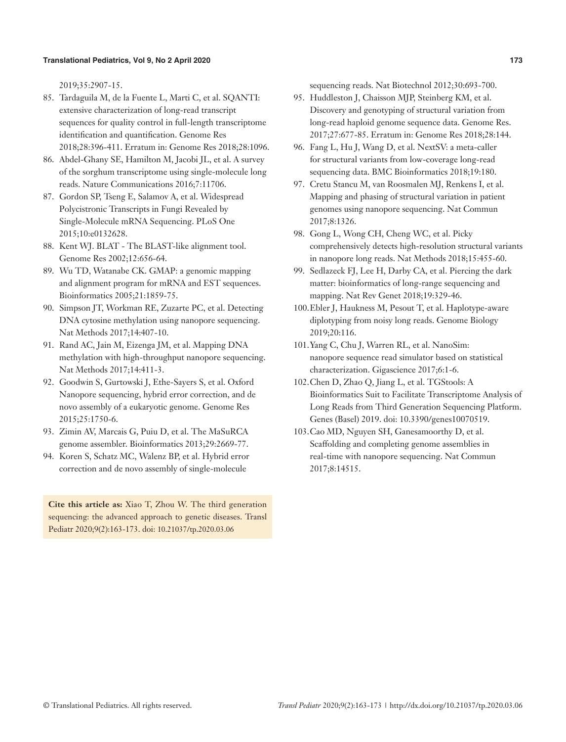2019;35:2907-15.

85. Tardaguila M, de la Fuente L, Marti C, et al. SQANTI: extensive characterization of long-read transcript sequences for quality control in full-length transcriptome identification and quantification. Genome Res 2018;28:396-411. Erratum in: Genome Res 2018;28:1096.
86. Abdel-Ghany SE, Hamilton M, Jacobi JL, et al. A survey of the sorghum transcriptome using single-molecule long reads. Nature Communications 2016;7:11706.
87. Gordon SP, Tseng E, Salamov A, et al. Widespread Polycistronic Transcripts in Fungi Revealed by Single-Molecule mRNA Sequencing. PLoS One 2015;10:e0132628.
88. Kent WJ. BLAT - The BLAST-like alignment tool. Genome Res 2002;12:656-64.
89. Wu TD, Watanabe CK. GMAP: a genomic mapping and alignment program for mRNA and EST sequences. Bioinformatics 2005;21:1859-75.
90. Simpson JT, Workman RE, Zuzarte PC, et al. Detecting DNA cytosine methylation using nanopore sequencing. Nat Methods 2017;14:407-10.
91. Rand AC, Jain M, Eizenga JM, et al. Mapping DNA methylation with high-throughput nanopore sequencing. Nat Methods 2017;14:411-3.
92. Goodwin S, Gurtowski J, Ethe-Sayers S, et al. Oxford Nanopore sequencing, hybrid error correction, and de novo assembly of a eukaryotic genome. Genome Res 2015;25:1750-6.
93. Zimin AV, Marcais G, Puiu D, et al. The MaSuRCA genome assembler. Bioinformatics 2013;29:2669-77.
94. Koren S, Schatz MC, Walenz BP, et al. Hybrid error correction and de novo assembly of single-molecule sequencing reads. Nat Biotechnol 2012;30:693-700.
95. Huddleston J, Chaisson MJP, Steinberg KM, et al. Discovery and genotyping of structural variation from long-read haploid genome sequence data. Genome Res. 2017;27:677-85. Erratum in: Genome Res 2018;28:144.
96. Fang L, Hu J, Wang D, et al. NextSV: a meta-caller for structural variants from low-coverage long-read sequencing data. BMC Bioinformatics 2018;19:180.
97. Cretu Stancu M, van Roosmalen MJ, Renkens I, et al. Mapping and phasing of structural variation in patient genomes using nanopore sequencing. Nat Commun 2017;8:1326.
98. Gong L, Wong CH, Cheng WC, et al. Picky comprehensively detects high-resolution structural variants in nanopore long reads. Nat Methods 2018;15:455-60.
99. Sedlazeck FJ, Lee H, Darby CA, et al. Piercing the dark matter: bioinformatics of long-range sequencing and mapping. Nat Rev Genet 2018;19:329-46.
100. Ebler J, Haukness M, Pesout T, et al. Haplotype-aware diplotyping from noisy long reads. Genome Biology 2019;20:116.
101. Yang C, Chu J, Warren RL, et al. NanoSim: nanopore sequence read simulator based on statistical characterization. Gigascience 2017;6:1-6.
102. Chen D, Zhao Q, Jiang L, et al. TGStools: A Bioinformatics Suit to Facilitate Transcriptome Analysis of Long Reads from Third Generation Sequencing Platform. Genes (Basel) 2019. doi: 10.3390/genes10070519.
103. Cao MD, Nguyen SH, Ganesamoorthy D, et al. Scaffolding and completing genome assemblies in real-time with nanopore sequencing. Nat Commun 2017;8:14515.

**Cite this article as:** Xiao T, Zhou W. The third generation sequencing: the advanced approach to genetic diseases. Transl Pediatr 2020;9(2):163-173. doi: 10.21037/tp.2020.03.06